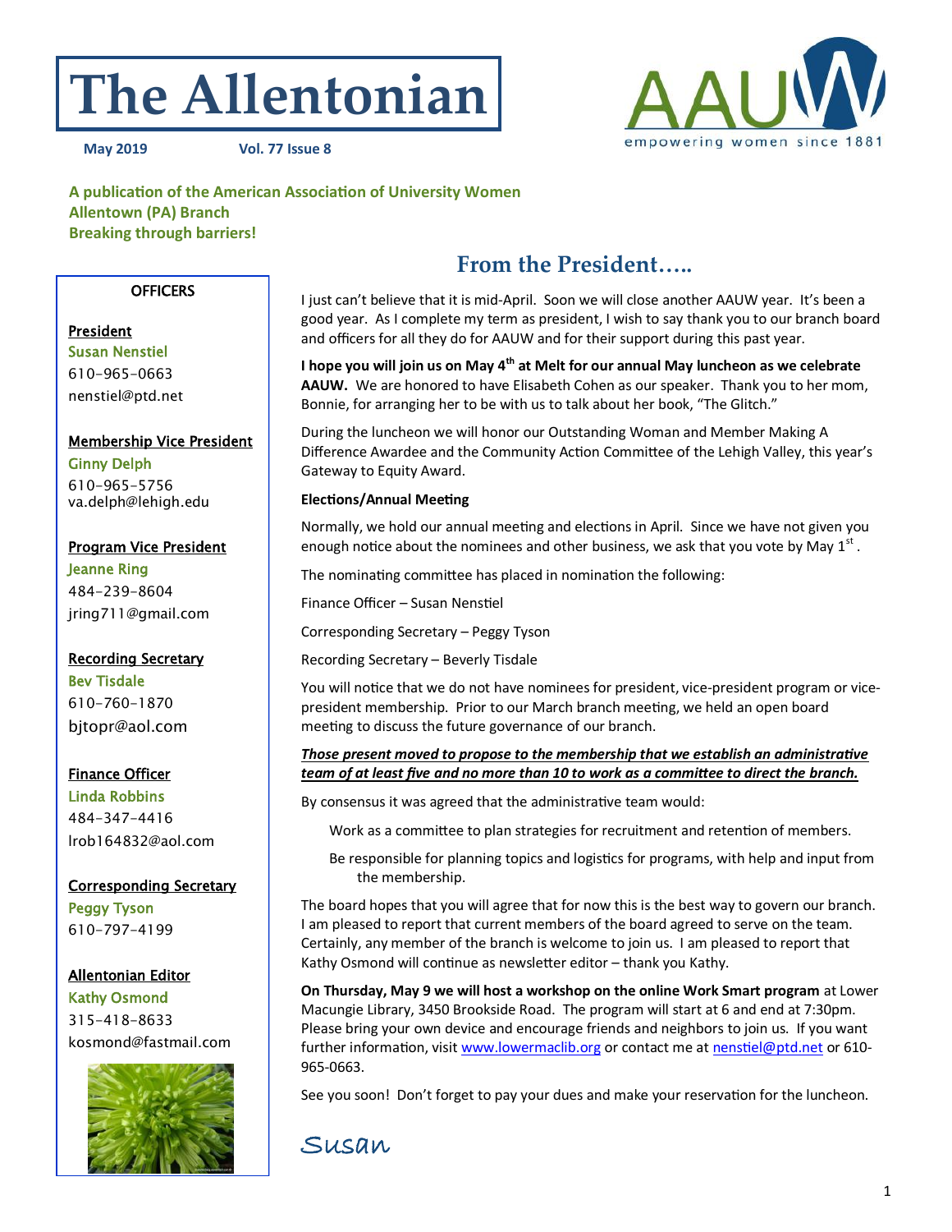# The Allentonian

**May 2019** **Vol. 77 Issue 8**

AAUW empowering women since 1881

**A publication of the American Association of University Women**
**Allentown (PA) Branch**
**Breaking through barriers!**

### OFFICERS

**President**
Susan Nenstiel
610-965-0663
nenstiel@ptd.net

**Membership Vice President**
Ginny Delph
610-965-5756
va.delph@lehigh.edu

**Program Vice President**
Jeanne Ring
484-239-8604
jring711@gmail.com

**Recording Secretary**
Bev Tisdale
610-760-1870
bjtopr@aol.com

**Finance Officer**
Linda Robbins
484-347-4416
lrob164832@aol.com

**Corresponding Secretary**
Peggy Tyson
610-797-4199

**Allentonian Editor**
Kathy Osmond
315-418-8633
kosmond@fastmail.com

## From the President…..

I just can't believe that it is mid-April. Soon we will close another AAUW year. It's been a good year. As I complete my term as president, I wish to say thank you to our branch board and officers for all they do for AAUW and for their support during this past year.

**I hope you will join us on May 4th at Melt for our annual May luncheon as we celebrate AAUW.** We are honored to have Elisabeth Cohen as our speaker. Thank you to her mom, Bonnie, for arranging her to be with us to talk about her book, "The Glitch."

During the luncheon we will honor our Outstanding Woman and Member Making A Difference Awardee and the Community Action Committee of the Lehigh Valley, this year's Gateway to Equity Award.

**Elections/Annual Meeting**

Normally, we hold our annual meeting and elections in April. Since we have not given you enough notice about the nominees and other business, we ask that you vote by May 1st .

The nominating committee has placed in nomination the following:

Finance Officer – Susan Nenstiel

Corresponding Secretary – Peggy Tyson

Recording Secretary – Beverly Tisdale

You will notice that we do not have nominees for president, vice-president program or vice-president membership. Prior to our March branch meeting, we held an open board meeting to discuss the future governance of our branch.

***Those present moved to propose to the membership that we establish an administrative team of at least five and no more than 10 to work as a committee to direct the branch.***

By consensus it was agreed that the administrative team would:

- Work as a committee to plan strategies for recruitment and retention of members.
- Be responsible for planning topics and logistics for programs, with help and input from the membership.

The board hopes that you will agree that for now this is the best way to govern our branch. I am pleased to report that current members of the board agreed to serve on the team. Certainly, any member of the branch is welcome to join us. I am pleased to report that Kathy Osmond will continue as newsletter editor – thank you Kathy.

**On Thursday, May 9 we will host a workshop on the online Work Smart program** at Lower Macungie Library, 3450 Brookside Road. The program will start at 6 and end at 7:30pm. Please bring your own device and encourage friends and neighbors to join us. If you want further information, visit www.lowermaclib.org or contact me at nenstiel@ptd.net or 610-965-0663.

See you soon! Don't forget to pay your dues and make your reservation for the luncheon.

Susan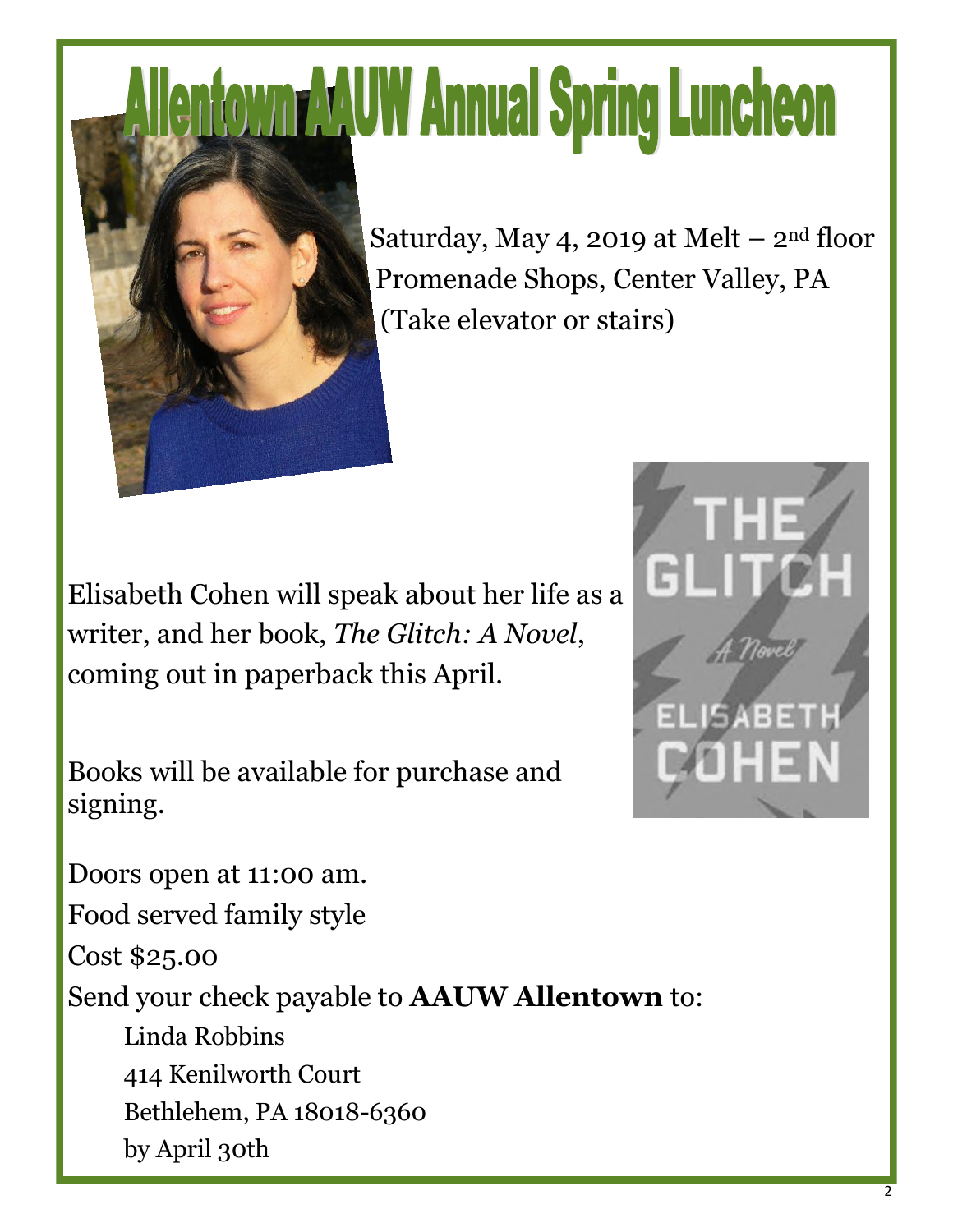# Allentown AAUW Annual Spring Luncheon

Saturday, May 4, 2019 at Melt – 2nd floor
Promenade Shops, Center Valley, PA
(Take elevator or stairs)

Elisabeth Cohen will speak about her life as a writer, and her book, *The Glitch: A Novel*, coming out in paperback this April.

Books will be available for purchase and signing.

Doors open at 11:00 am.
Food served family style
Cost $25.00
Send your check payable to **AAUW Allentown** to:

Linda Robbins
414 Kenilworth Court
Bethlehem, PA 18018-6360
by April 30th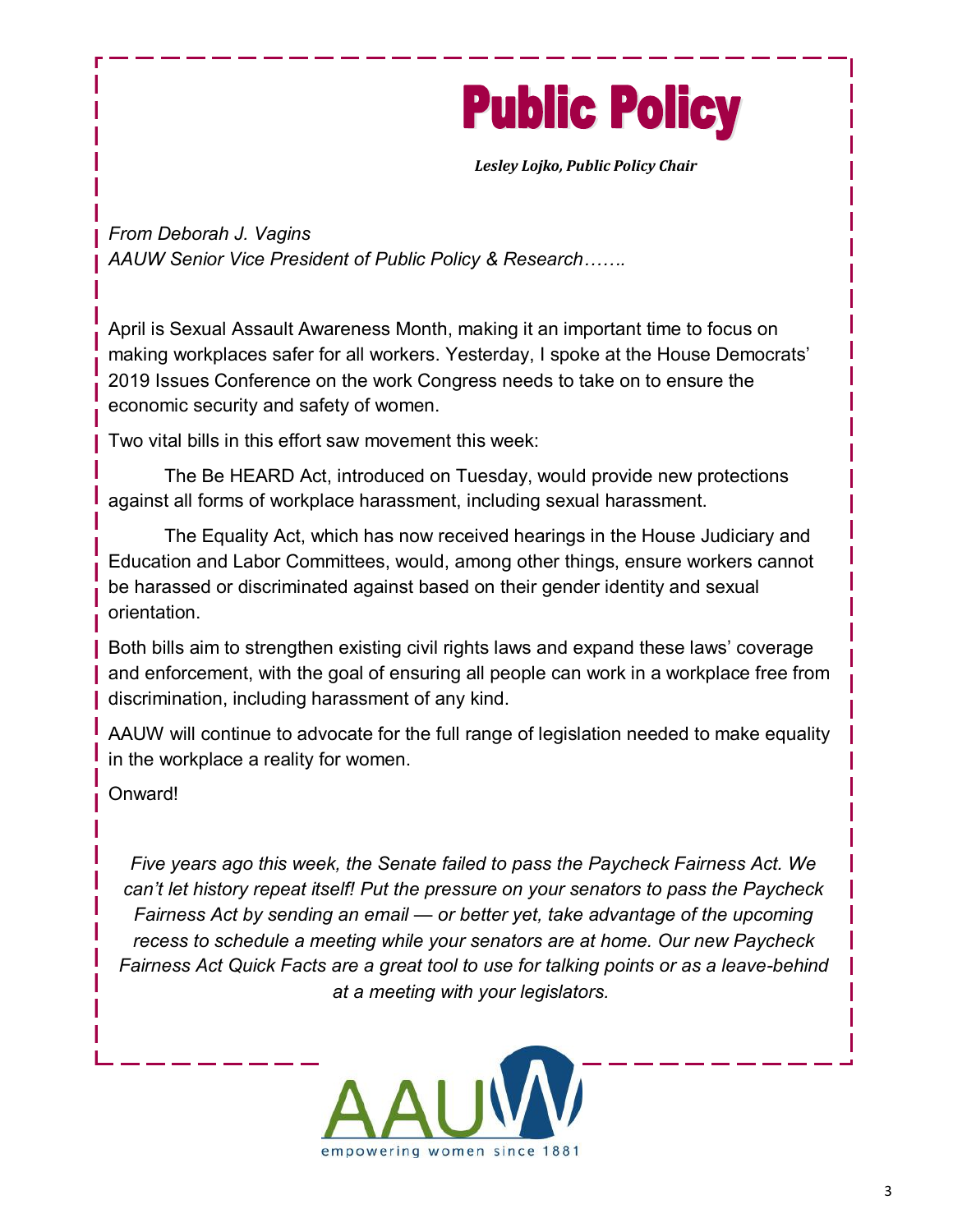# Public Policy

***Lesley Lojko, Public Policy Chair***

*From Deborah J. Vagins*
*AAUW Senior Vice President of Public Policy & Research…….*

April is Sexual Assault Awareness Month, making it an important time to focus on making workplaces safer for all workers. Yesterday, I spoke at the House Democrats' 2019 Issues Conference on the work Congress needs to take on to ensure the economic security and safety of women.

Two vital bills in this effort saw movement this week:

The Be HEARD Act, introduced on Tuesday, would provide new protections against all forms of workplace harassment, including sexual harassment.

The Equality Act, which has now received hearings in the House Judiciary and Education and Labor Committees, would, among other things, ensure workers cannot be harassed or discriminated against based on their gender identity and sexual orientation.

Both bills aim to strengthen existing civil rights laws and expand these laws' coverage and enforcement, with the goal of ensuring all people can work in a workplace free from discrimination, including harassment of any kind.

AAUW will continue to advocate for the full range of legislation needed to make equality in the workplace a reality for women.

Onward!

*Five years ago this week, the Senate failed to pass the Paycheck Fairness Act. We can't let history repeat itself! Put the pressure on your senators to pass the Paycheck Fairness Act by sending an email — or better yet, take advantage of the upcoming recess to schedule a meeting while your senators are at home. Our new Paycheck Fairness Act Quick Facts are a great tool to use for talking points or as a leave-behind at a meeting with your legislators.*

AAUW
empowering women since 1881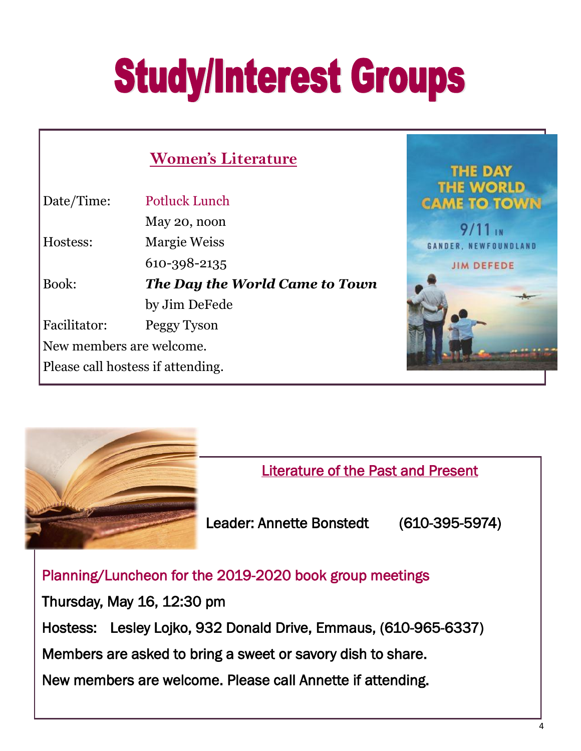# Study/Interest Groups

## Women's Literature

| | |
|---|---|
| Date/Time: | Potluck Lunch |
| | May 20, noon |
| Hostess: | Margie Weiss |
| | 610-398-2135 |
| Book: | ***The Day the World Came to Town*** |
| | by Jim DeFede |
| Facilitator: | Peggy Tyson |

New members are welcome.

Please call hostess if attending.

## Literature of the Past and Present

Leader: Annette Bonstedt (610-395-5974)

Planning/Luncheon for the 2019-2020 book group meetings

Thursday, May 16, 12:30 pm

Hostess: Lesley Lojko, 932 Donald Drive, Emmaus, (610-965-6337)

Members are asked to bring a sweet or savory dish to share.

New members are welcome. Please call Annette if attending.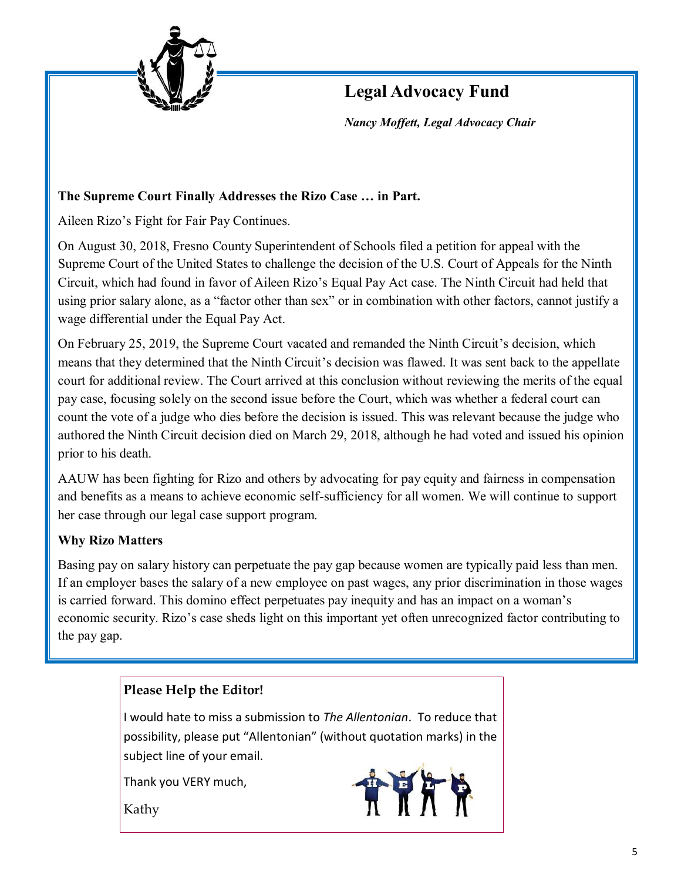## Legal Advocacy Fund

***Nancy Moffett, Legal Advocacy Chair***

**The Supreme Court Finally Addresses the Rizo Case … in Part.**

Aileen Rizo's Fight for Fair Pay Continues.

On August 30, 2018, Fresno County Superintendent of Schools filed a petition for appeal with the Supreme Court of the United States to challenge the decision of the U.S. Court of Appeals for the Ninth Circuit, which had found in favor of Aileen Rizo's Equal Pay Act case. The Ninth Circuit had held that using prior salary alone, as a "factor other than sex" or in combination with other factors, cannot justify a wage differential under the Equal Pay Act.

On February 25, 2019, the Supreme Court vacated and remanded the Ninth Circuit's decision, which means that they determined that the Ninth Circuit's decision was flawed. It was sent back to the appellate court for additional review. The Court arrived at this conclusion without reviewing the merits of the equal pay case, focusing solely on the second issue before the Court, which was whether a federal court can count the vote of a judge who dies before the decision is issued. This was relevant because the judge who authored the Ninth Circuit decision died on March 29, 2018, although he had voted and issued his opinion prior to his death.

AAUW has been fighting for Rizo and others by advocating for pay equity and fairness in compensation and benefits as a means to achieve economic self-sufficiency for all women. We will continue to support her case through our legal case support program.

**Why Rizo Matters**

Basing pay on salary history can perpetuate the pay gap because women are typically paid less than men. If an employer bases the salary of a new employee on past wages, any prior discrimination in those wages is carried forward. This domino effect perpetuates pay inequity and has an impact on a woman's economic security. Rizo's case sheds light on this important yet often unrecognized factor contributing to the pay gap.

### Please Help the Editor!

I would hate to miss a submission to *The Allentonian*. To reduce that possibility, please put "Allentonian" (without quotation marks) in the subject line of your email.

Thank you VERY much,

Kathy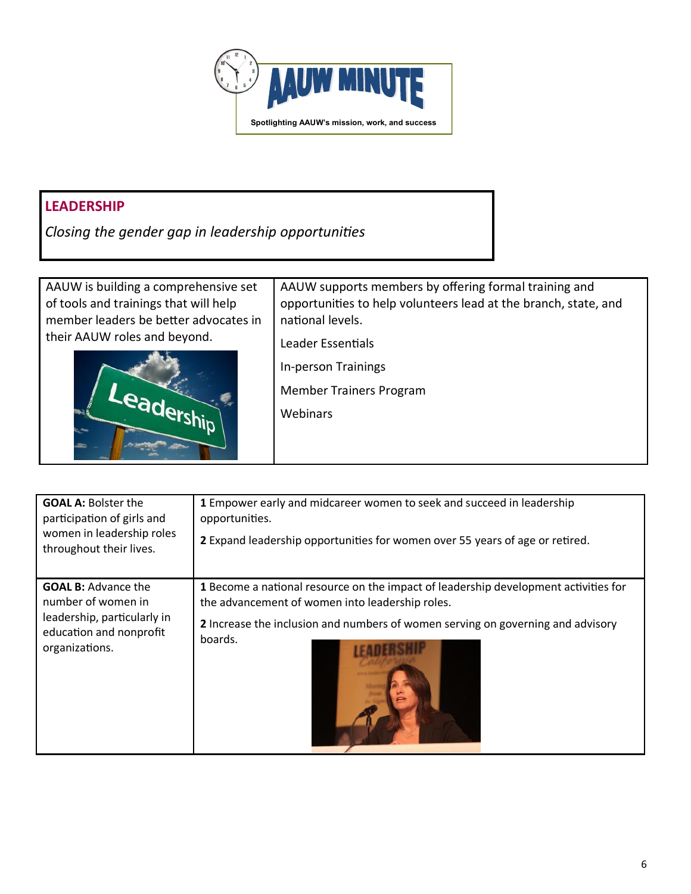# AAUW MINUTE

Spotlighting AAUW's mission, work, and success

## LEADERSHIP

*Closing the gender gap in leadership opportunities*

AAUW is building a comprehensive set of tools and trainings that will help member leaders be better advocates in their AAUW roles and beyond.

AAUW supports members by offering formal training and opportunities to help volunteers lead at the branch, state, and national levels.

- Leader Essentials
- In-person Trainings
- Member Trainers Program
- Webinars

| Goal | Objectives |
| --- | --- |
| **GOAL A:** Bolster the participation of girls and women in leadership roles throughout their lives. | **1** Empower early and midcareer women to seek and succeed in leadership opportunities. <br> **2** Expand leadership opportunities for women over 55 years of age or retired. |
| **GOAL B:** Advance the number of women in leadership, particularly in education and nonprofit organizations. | **1** Become a national resource on the impact of leadership development activities for the advancement of women into leadership roles. <br> **2** Increase the inclusion and numbers of women serving on governing and advisory boards. |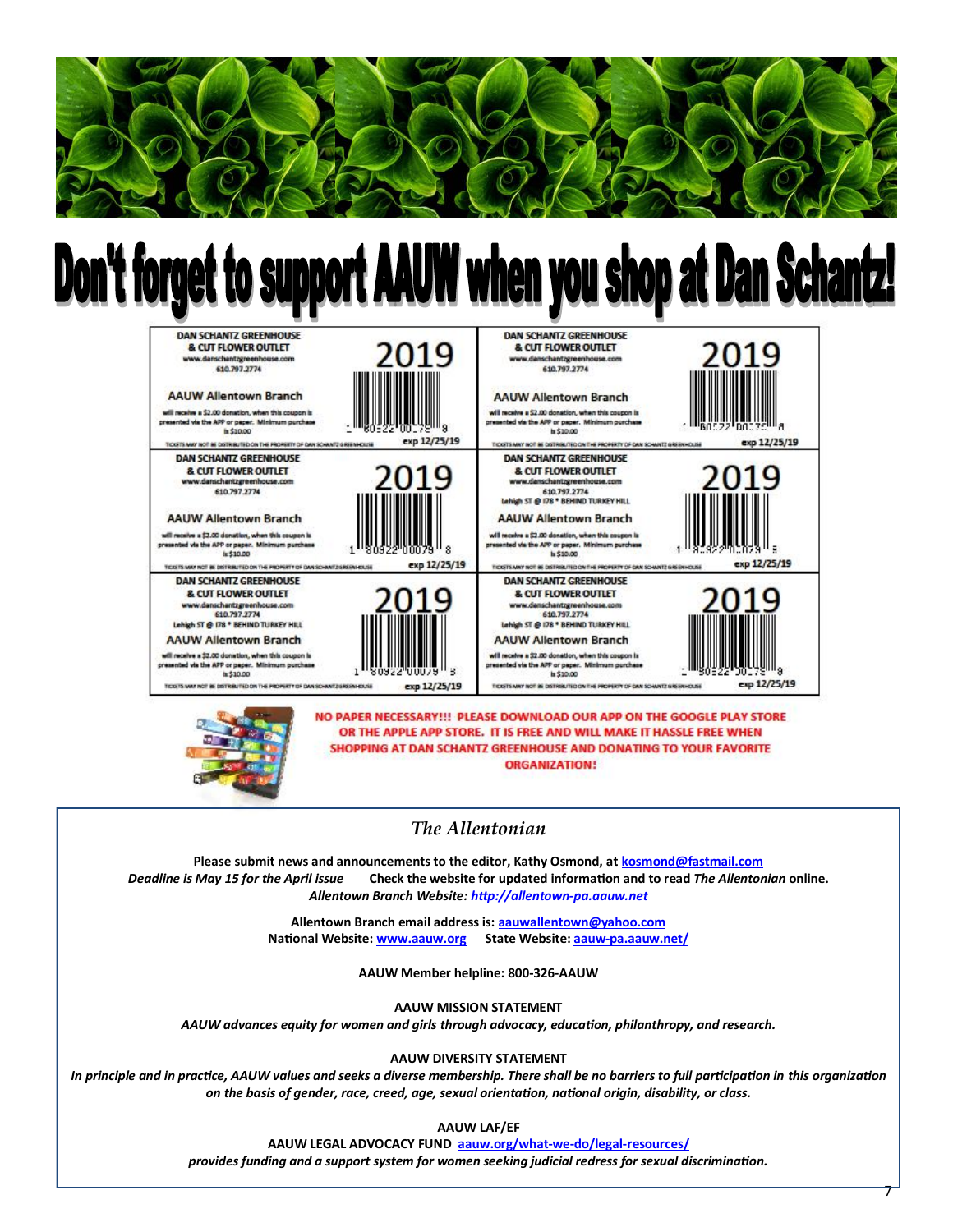# Don't forget to support AAUW when you shop at Dan Schantz!

| | |
|---|---|
| DAN SCHANTZ GREENHOUSE & CUT FLOWER OUTLET www.danschantzgreenhouse.com 610.797.2774 **2019** **AAUW Allentown Branch** will receive a $2.00 donation, when this coupon is presented via the APP or paper. Minimum purchase is $10.00 TICKETS MAY NOT BE DISTRIBUTED ON THE PROPERTY OF DAN SCHANTZ GREENHOUSE exp 12/25/19 | DAN SCHANTZ GREENHOUSE & CUT FLOWER OUTLET www.danschantzgreenhouse.com 610.797.2774 **2019** **AAUW Allentown Branch** will receive a $2.00 donation, when this coupon is presented via the APP or paper. Minimum purchase is $10.00 TICKETS MAY NOT BE DISTRIBUTED ON THE PROPERTY OF DAN SCHANTZ GREENHOUSE exp 12/25/19 |
| DAN SCHANTZ GREENHOUSE & CUT FLOWER OUTLET www.danschantzgreenhouse.com 610.797.2774 **2019** **AAUW Allentown Branch** will receive a $2.00 donation, when this coupon is presented via the APP or paper. Minimum purchase is $10.00 TICKETS MAY NOT BE DISTRIBUTED ON THE PROPERTY OF DAN SCHANTZ GREENHOUSE exp 12/25/19 | DAN SCHANTZ GREENHOUSE & CUT FLOWER OUTLET www.danschantzgreenhouse.com 610.797.2774 Lehigh ST @ I78 * BEHIND TURKEY HILL **2019** **AAUW Allentown Branch** will receive a $2.00 donation, when this coupon is presented via the APP or paper. Minimum purchase is $10.00 TICKETS MAY NOT BE DISTRIBUTED ON THE PROPERTY OF DAN SCHANTZ GREENHOUSE exp 12/25/19 |
| DAN SCHANTZ GREENHOUSE & CUT FLOWER OUTLET www.danschantzgreenhouse.com 610.797.2774 Lehigh ST @ I78 * BEHIND TURKEY HILL **2019** **AAUW Allentown Branch** will receive a $2.00 donation, when this coupon is presented via the APP or paper. Minimum purchase is $10.00 TICKETS MAY NOT BE DISTRIBUTED ON THE PROPERTY OF DAN SCHANTZ GREENHOUSE exp 12/25/19 | DAN SCHANTZ GREENHOUSE & CUT FLOWER OUTLET www.danschantzgreenhouse.com 610.797.2774 Lehigh ST @ I78 * BEHIND TURKEY HILL **2019** **AAUW Allentown Branch** will receive a $2.00 donation, when this coupon is presented via the APP or paper. Minimum purchase is $10.00 TICKETS MAY NOT BE DISTRIBUTED ON THE PROPERTY OF DAN SCHANTZ GREENHOUSE exp 12/25/19 |

**NO PAPER NECESSARY!!! PLEASE DOWNLOAD OUR APP ON THE GOOGLE PLAY STORE OR THE APPLE APP STORE. IT IS FREE AND WILL MAKE IT HASSLE FREE WHEN SHOPPING AT DAN SCHANTZ GREENHOUSE AND DONATING TO YOUR FAVORITE ORGANIZATION!**

## *The Allentonian*

**Please submit news and announcements to the editor, Kathy Osmond, at kosmond@fastmail.com**
***Deadline is May 15 for the April issue*** **Check the website for updated information and to read *The Allentonian* online.**
***Allentown Branch Website: http://allentown-pa.aauw.net***

**Allentown Branch email address is: aauwallentown@yahoo.com**
**National Website: www.aauw.org State Website: aauw-pa.aauw.net/**

**AAUW Member helpline: 800-326-AAUW**

**AAUW MISSION STATEMENT**
***AAUW advances equity for women and girls through advocacy, education, philanthropy, and research.***

**AAUW DIVERSITY STATEMENT**
***In principle and in practice, AAUW values and seeks a diverse membership. There shall be no barriers to full participation in this organization on the basis of gender, race, creed, age, sexual orientation, national origin, disability, or class.***

**AAUW LAF/EF**
**AAUW LEGAL ADVOCACY FUND aauw.org/what-we-do/legal-resources/**
***provides funding and a support system for women seeking judicial redress for sexual discrimination.***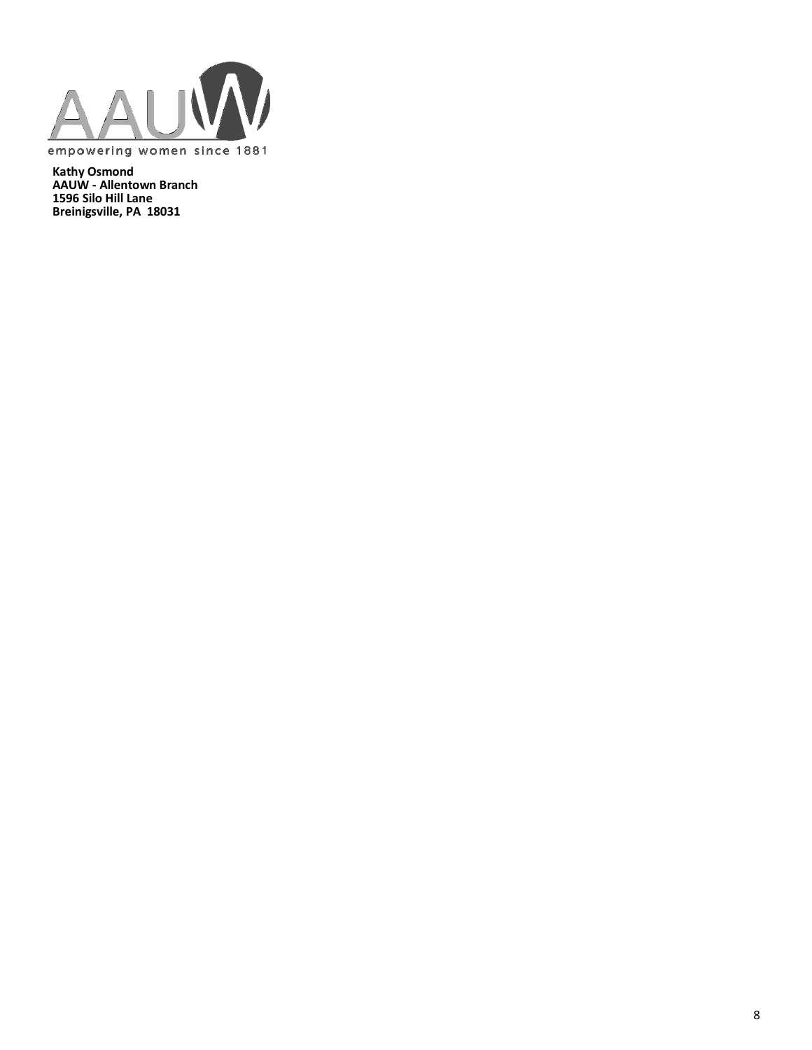AAUW

empowering women since 1881

**Kathy Osmond**
**AAUW - Allentown Branch**
**1596 Silo Hill Lane**
**Breinigsville, PA 18031**